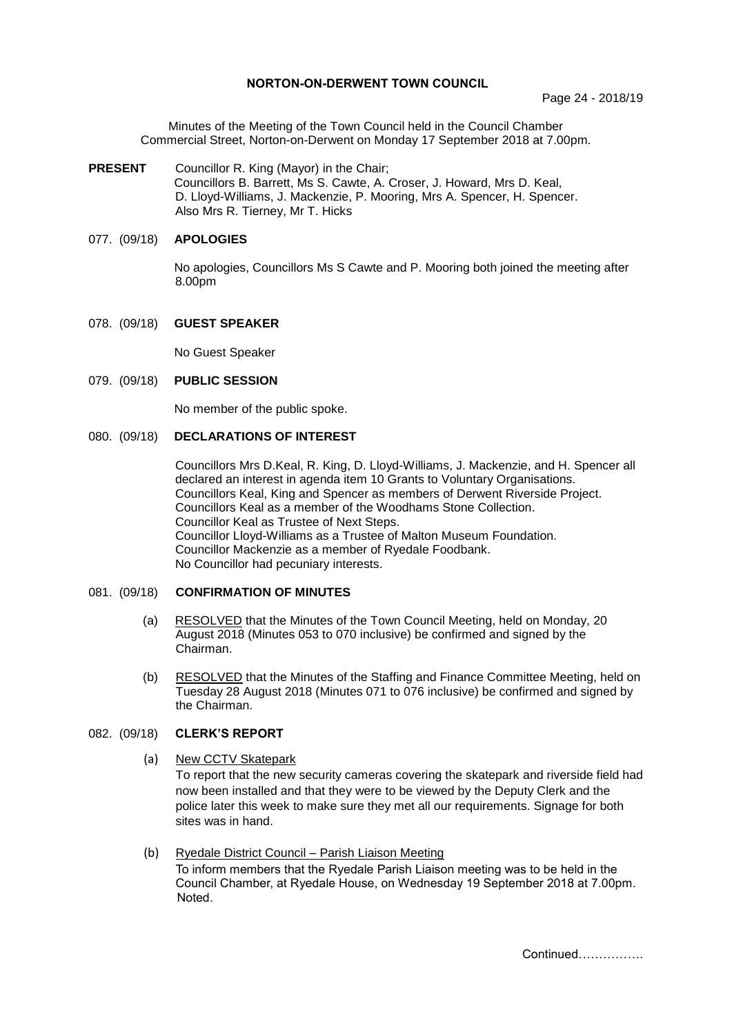**NORTON-ON-DERWENT TOWN COUNCIL**

Minutes of the Meeting of the Town Council held in the Council Chamber Commercial Street, Norton-on-Derwent on Monday 17 September 2018 at 7.00pm.

**PRESENT** Councillor R. King (Mayor) in the Chair; Councillors B. Barrett, Ms S. Cawte, A. Croser, J. Howard, Mrs D. Keal, D. Lloyd-Williams, J. Mackenzie, P. Mooring, Mrs A. Spencer, H. Spencer. Also Mrs R. Tierney, Mr T. Hicks

## 077. (09/18) APOLOGIES

No apologies, Councillors Ms S Cawte and P. Mooring both joined the meeting after 8.00pm

## 078. (09/18) GUEST SPEAKER

No Guest Speaker

## 079. (09/18) PUBLIC SESSION

No member of the public spoke.

## 080. (09/18) DECLARATIONS OF INTEREST

Councillors Mrs D.Keal, R. King, D. Lloyd-Williams, J. Mackenzie, and H. Spencer all declared an interest in agenda item 10 Grants to Voluntary Organisations.
Councillors Keal, King and Spencer as members of Derwent Riverside Project.
Councillors Keal as a member of the Woodhams Stone Collection.
Councillor Keal as Trustee of Next Steps.
Councillor Lloyd-Williams as a Trustee of Malton Museum Foundation.
Councillor Mackenzie as a member of Ryedale Foodbank.
No Councillor had pecuniary interests.

## 081. (09/18) CONFIRMATION OF MINUTES

(a) RESOLVED that the Minutes of the Town Council Meeting, held on Monday, 20 August 2018 (Minutes 053 to 070 inclusive) be confirmed and signed by the Chairman.

(b) RESOLVED that the Minutes of the Staffing and Finance Committee Meeting, held on Tuesday 28 August 2018 (Minutes 071 to 076 inclusive) be confirmed and signed by the Chairman.

## 082. (09/18) CLERK'S REPORT

(a) New CCTV Skatepark
To report that the new security cameras covering the skatepark and riverside field had now been installed and that they were to be viewed by the Deputy Clerk and the police later this week to make sure they met all our requirements. Signage for both sites was in hand.

(b) Ryedale District Council – Parish Liaison Meeting
To inform members that the Ryedale Parish Liaison meeting was to be held in the Council Chamber, at Ryedale House, on Wednesday 19 September 2018 at 7.00pm. Noted.

Continued…………….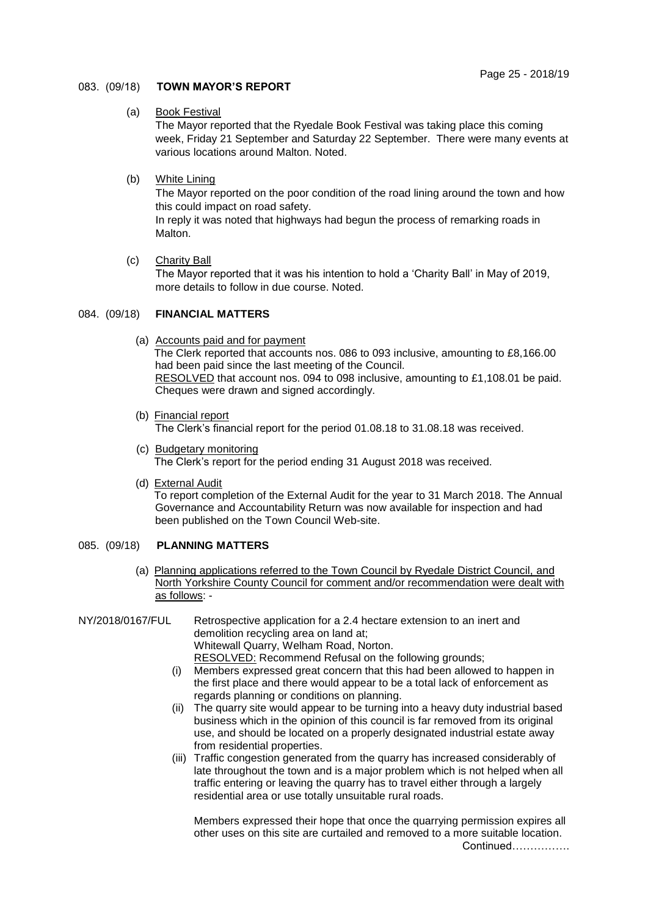### 083. (09/18) **TOWN MAYOR'S REPORT**

(a) Book Festival

The Mayor reported that the Ryedale Book Festival was taking place this coming week, Friday 21 September and Saturday 22 September. There were many events at various locations around Malton. Noted.

(b) White Lining

The Mayor reported on the poor condition of the road lining around the town and how this could impact on road safety.

In reply it was noted that highways had begun the process of remarking roads in Malton.

(c) Charity Ball

The Mayor reported that it was his intention to hold a 'Charity Ball' in May of 2019, more details to follow in due course. Noted.

### 084. (09/18) **FINANCIAL MATTERS**

(a) Accounts paid and for payment

The Clerk reported that accounts nos. 086 to 093 inclusive, amounting to £8,166.00 had been paid since the last meeting of the Council.

RESOLVED that account nos. 094 to 098 inclusive, amounting to £1,108.01 be paid. Cheques were drawn and signed accordingly.

(b) Financial report

The Clerk's financial report for the period 01.08.18 to 31.08.18 was received.

(c) Budgetary monitoring

The Clerk's report for the period ending 31 August 2018 was received.

(d) External Audit

To report completion of the External Audit for the year to 31 March 2018. The Annual Governance and Accountability Return was now available for inspection and had been published on the Town Council Web-site.

### 085. (09/18) **PLANNING MATTERS**

(a) Planning applications referred to the Town Council by Ryedale District Council, and North Yorkshire County Council for comment and/or recommendation were dealt with as follows: -

NY/2018/0167/FUL Retrospective application for a 2.4 hectare extension to an inert and demolition recycling area on land at;
Whitewall Quarry, Welham Road, Norton.
RESOLVED: Recommend Refusal on the following grounds;

(i) Members expressed great concern that this had been allowed to happen in the first place and there would appear to be a total lack of enforcement as regards planning or conditions on planning.
(ii) The quarry site would appear to be turning into a heavy duty industrial based business which in the opinion of this council is far removed from its original use, and should be located on a properly designated industrial estate away from residential properties.
(iii) Traffic congestion generated from the quarry has increased considerably of late throughout the town and is a major problem which is not helped when all traffic entering or leaving the quarry has to travel either through a largely residential area or use totally unsuitable rural roads.

Members expressed their hope that once the quarrying permission expires all other uses on this site are curtailed and removed to a more suitable location.

Continued…………….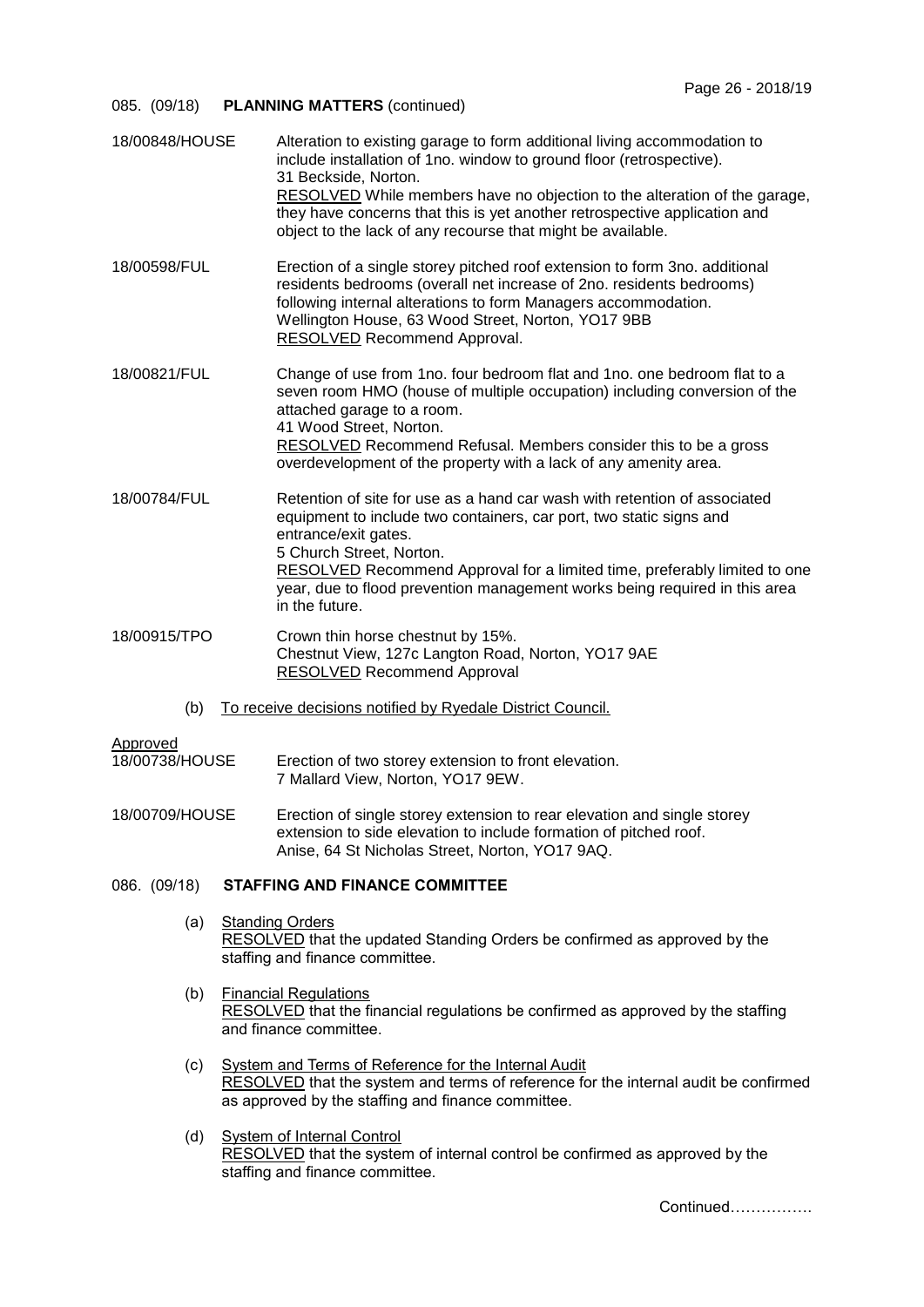085. (09/18) **PLANNING MATTERS** (continued)

18/00848/HOUSE — Alteration to existing garage to form additional living accommodation to include installation of 1no. window to ground floor (retrospective).
31 Beckside, Norton.
RESOLVED While members have no objection to the alteration of the garage, they have concerns that this is yet another retrospective application and object to the lack of any recourse that might be available.

18/00598/FUL — Erection of a single storey pitched roof extension to form 3no. additional residents bedrooms (overall net increase of 2no. residents bedrooms) following internal alterations to form Managers accommodation.
Wellington House, 63 Wood Street, Norton, YO17 9BB
RESOLVED Recommend Approval.

18/00821/FUL — Change of use from 1no. four bedroom flat and 1no. one bedroom flat to a seven room HMO (house of multiple occupation) including conversion of the attached garage to a room.
41 Wood Street, Norton.
RESOLVED Recommend Refusal. Members consider this to be a gross overdevelopment of the property with a lack of any amenity area.

18/00784/FUL — Retention of site for use as a hand car wash with retention of associated equipment to include two containers, car port, two static signs and entrance/exit gates.
5 Church Street, Norton.
RESOLVED Recommend Approval for a limited time, preferably limited to one year, due to flood prevention management works being required in this area in the future.

18/00915/TPO — Crown thin horse chestnut by 15%.
Chestnut View, 127c Langton Road, Norton, YO17 9AE
RESOLVED Recommend Approval

(b) To receive decisions notified by Ryedale District Council.

Approved

18/00738/HOUSE — Erection of two storey extension to front elevation.
7 Mallard View, Norton, YO17 9EW.

18/00709/HOUSE — Erection of single storey extension to rear elevation and single storey extension to side elevation to include formation of pitched roof.
Anise, 64 St Nicholas Street, Norton, YO17 9AQ.

086. (09/18) **STAFFING AND FINANCE COMMITTEE**

(a) Standing Orders
RESOLVED that the updated Standing Orders be confirmed as approved by the staffing and finance committee.

(b) Financial Regulations
RESOLVED that the financial regulations be confirmed as approved by the staffing and finance committee.

(c) System and Terms of Reference for the Internal Audit
RESOLVED that the system and terms of reference for the internal audit be confirmed as approved by the staffing and finance committee.

(d) System of Internal Control
RESOLVED that the system of internal control be confirmed as approved by the staffing and finance committee.

Continued…………….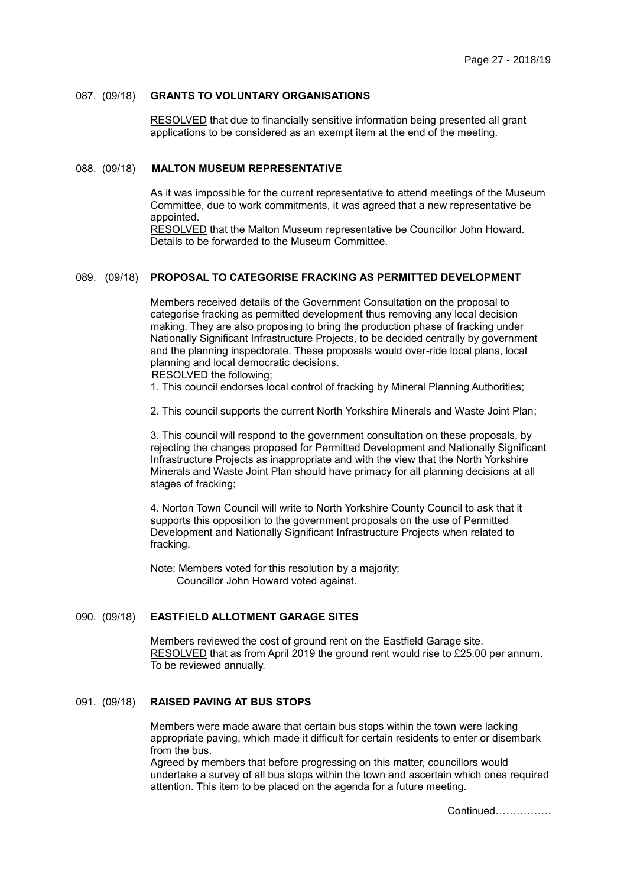## 087. (09/18) GRANTS TO VOLUNTARY ORGANISATIONS

RESOLVED that due to financially sensitive information being presented all grant applications to be considered as an exempt item at the end of the meeting.

## 088. (09/18) MALTON MUSEUM REPRESENTATIVE

As it was impossible for the current representative to attend meetings of the Museum Committee, due to work commitments, it was agreed that a new representative be appointed.

RESOLVED that the Malton Museum representative be Councillor John Howard. Details to be forwarded to the Museum Committee.

## 089. (09/18) PROPOSAL TO CATEGORISE FRACKING AS PERMITTED DEVELOPMENT

Members received details of the Government Consultation on the proposal to categorise fracking as permitted development thus removing any local decision making. They are also proposing to bring the production phase of fracking under Nationally Significant Infrastructure Projects, to be decided centrally by government and the planning inspectorate. These proposals would over-ride local plans, local planning and local democratic decisions.

RESOLVED the following;

1. This council endorses local control of fracking by Mineral Planning Authorities;

2. This council supports the current North Yorkshire Minerals and Waste Joint Plan;

3. This council will respond to the government consultation on these proposals, by rejecting the changes proposed for Permitted Development and Nationally Significant Infrastructure Projects as inappropriate and with the view that the North Yorkshire Minerals and Waste Joint Plan should have primacy for all planning decisions at all stages of fracking;

4. Norton Town Council will write to North Yorkshire County Council to ask that it supports this opposition to the government proposals on the use of Permitted Development and Nationally Significant Infrastructure Projects when related to fracking.

Note: Members voted for this resolution by a majority;
Councillor John Howard voted against.

## 090. (09/18) EASTFIELD ALLOTMENT GARAGE SITES

Members reviewed the cost of ground rent on the Eastfield Garage site.

RESOLVED that as from April 2019 the ground rent would rise to £25.00 per annum. To be reviewed annually.

## 091. (09/18) RAISED PAVING AT BUS STOPS

Members were made aware that certain bus stops within the town were lacking appropriate paving, which made it difficult for certain residents to enter or disembark from the bus.

Agreed by members that before progressing on this matter, councillors would undertake a survey of all bus stops within the town and ascertain which ones required attention. This item to be placed on the agenda for a future meeting.

Continued…………….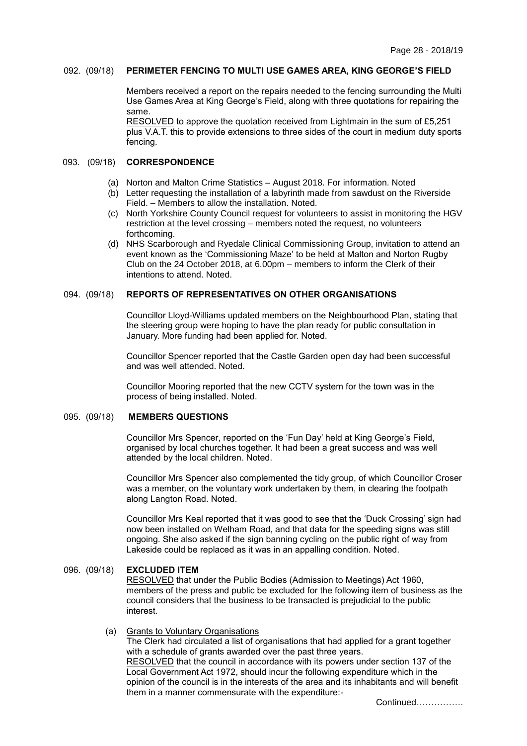### 092. (09/18) **PERIMETER FENCING TO MULTI USE GAMES AREA, KING GEORGE'S FIELD**

Members received a report on the repairs needed to the fencing surrounding the Multi Use Games Area at King George's Field, along with three quotations for repairing the same.
RESOLVED to approve the quotation received from Lightmain in the sum of £5,251 plus V.A.T. this to provide extensions to three sides of the court in medium duty sports fencing.

### 093. (09/18) **CORRESPONDENCE**

(a) Norton and Malton Crime Statistics – August 2018. For information. Noted
(b) Letter requesting the installation of a labyrinth made from sawdust on the Riverside Field. – Members to allow the installation. Noted.
(c) North Yorkshire County Council request for volunteers to assist in monitoring the HGV restriction at the level crossing – members noted the request, no volunteers forthcoming.
(d) NHS Scarborough and Ryedale Clinical Commissioning Group, invitation to attend an event known as the 'Commissioning Maze' to be held at Malton and Norton Rugby Club on the 24 October 2018, at 6.00pm – members to inform the Clerk of their intentions to attend. Noted.

### 094. (09/18) **REPORTS OF REPRESENTATIVES ON OTHER ORGANISATIONS**

Councillor Lloyd-Williams updated members on the Neighbourhood Plan, stating that the steering group were hoping to have the plan ready for public consultation in January. More funding had been applied for. Noted.

Councillor Spencer reported that the Castle Garden open day had been successful and was well attended. Noted.

Councillor Mooring reported that the new CCTV system for the town was in the process of being installed. Noted.

### 095. (09/18) **MEMBERS QUESTIONS**

Councillor Mrs Spencer, reported on the 'Fun Day' held at King George's Field, organised by local churches together. It had been a great success and was well attended by the local children. Noted.

Councillor Mrs Spencer also complemented the tidy group, of which Councillor Croser was a member, on the voluntary work undertaken by them, in clearing the footpath along Langton Road. Noted.

Councillor Mrs Keal reported that it was good to see that the 'Duck Crossing' sign had now been installed on Welham Road, and that data for the speeding signs was still ongoing. She also asked if the sign banning cycling on the public right of way from Lakeside could be replaced as it was in an appalling condition. Noted.

### 096. (09/18) **EXCLUDED ITEM**

RESOLVED that under the Public Bodies (Admission to Meetings) Act 1960, members of the press and public be excluded for the following item of business as the council considers that the business to be transacted is prejudicial to the public interest.

(a) Grants to Voluntary Organisations
The Clerk had circulated a list of organisations that had applied for a grant together with a schedule of grants awarded over the past three years.
RESOLVED that the council in accordance with its powers under section 137 of the Local Government Act 1972, should incur the following expenditure which in the opinion of the council is in the interests of the area and its inhabitants and will benefit them in a manner commensurate with the expenditure:-

Continued…………….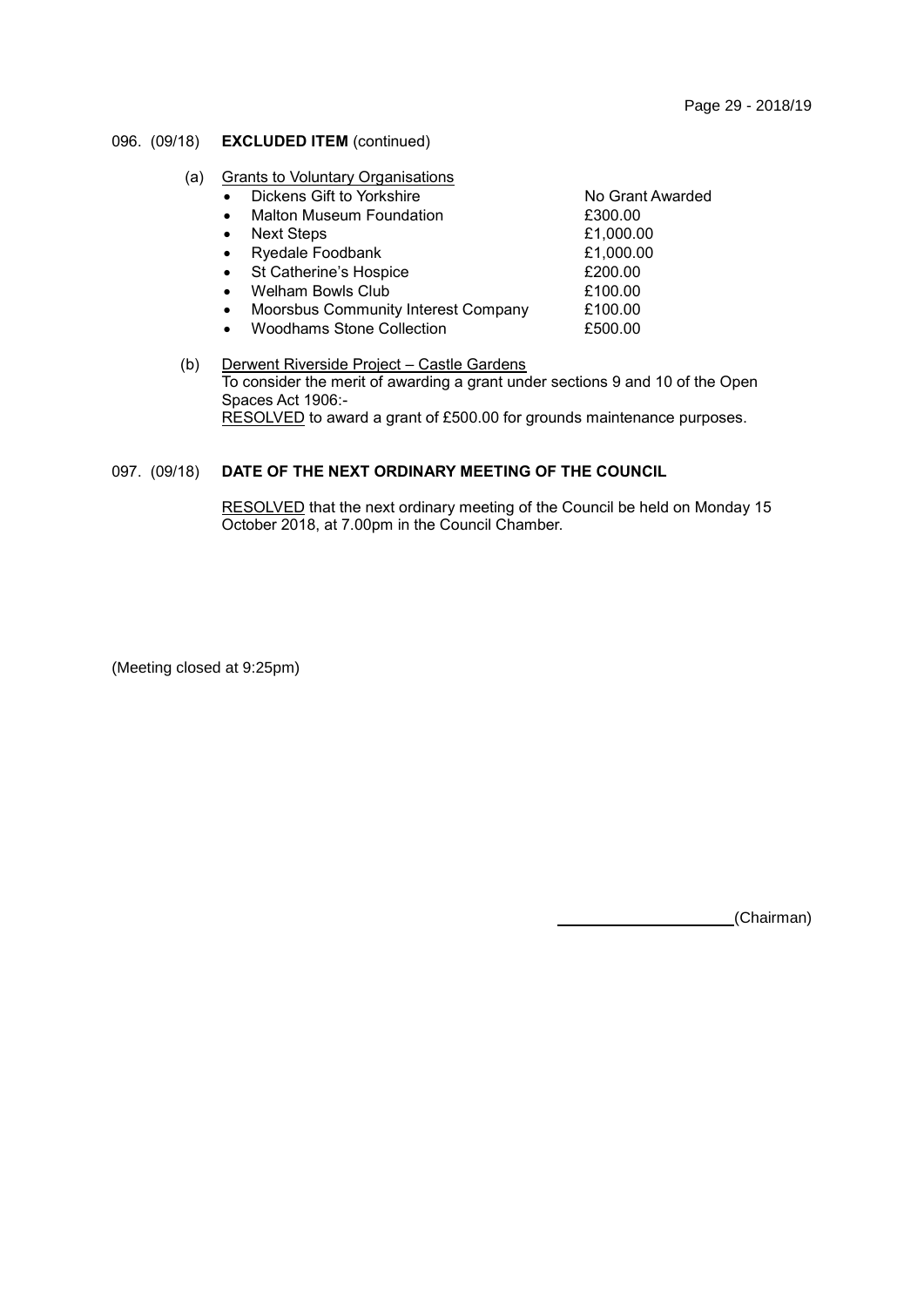096. (09/18) **EXCLUDED ITEM** (continued)

(a) Grants to Voluntary Organisations

| | |
|---|---|
| • Dickens Gift to Yorkshire | No Grant Awarded |
| • Malton Museum Foundation | £300.00 |
| • Next Steps | £1,000.00 |
| • Ryedale Foodbank | £1,000.00 |
| • St Catherine's Hospice | £200.00 |
| • Welham Bowls Club | £100.00 |
| • Moorsbus Community Interest Company | £100.00 |
| • Woodhams Stone Collection | £500.00 |

(b) Derwent Riverside Project – Castle Gardens
To consider the merit of awarding a grant under sections 9 and 10 of the Open Spaces Act 1906:-
RESOLVED to award a grant of £500.00 for grounds maintenance purposes.

097. (09/18) **DATE OF THE NEXT ORDINARY MEETING OF THE COUNCIL**

RESOLVED that the next ordinary meeting of the Council be held on Monday 15 October 2018, at 7.00pm in the Council Chamber.

(Meeting closed at 9:25pm)

____________________(Chairman)